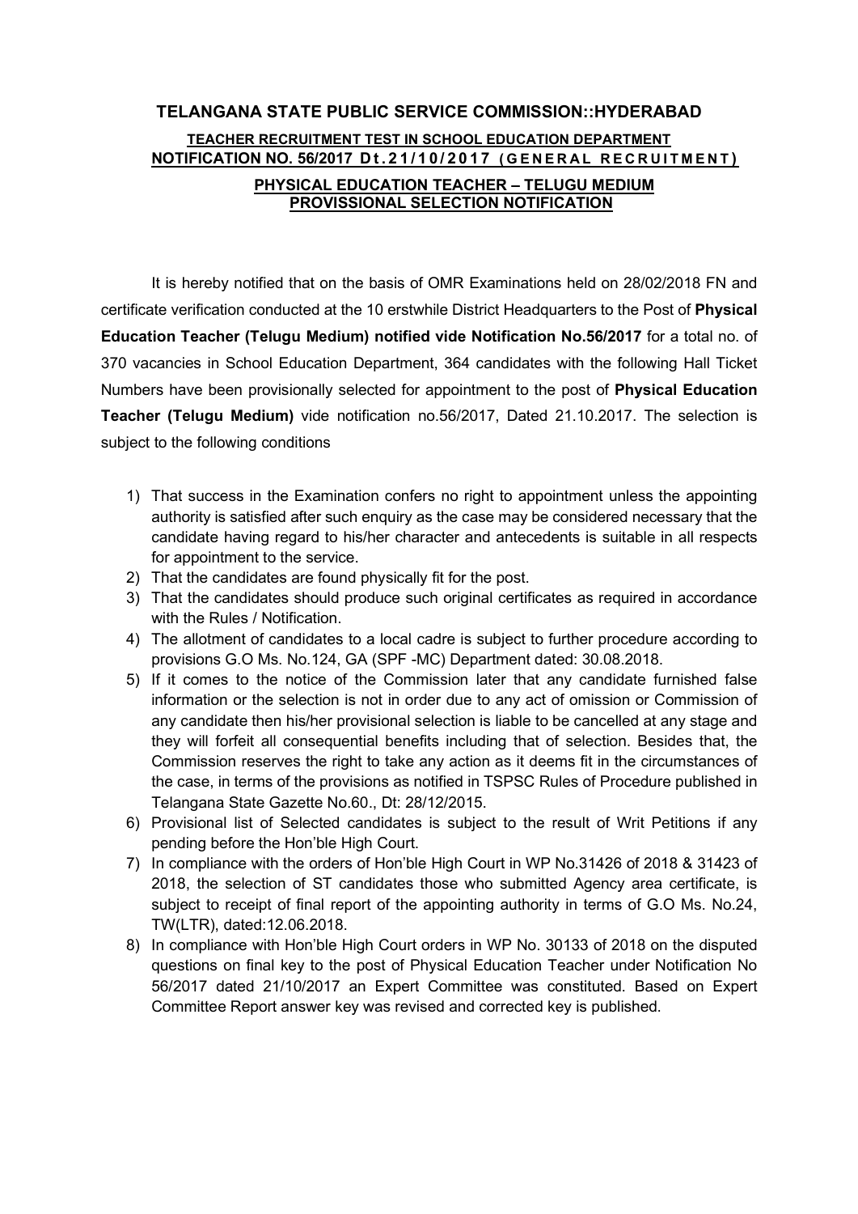# TELANGANA STATE PUBLIC SERVICE COMMISSION::HYDERABAD

## TEACHER RECRUITMENT TEST IN SCHOOL EDUCATION DEPARTMENT NOTIFICATION NO. 56/2017 Dt.21/10/2017 (GENERAL RECRUITMENT)

### PHYSICAL EDUCATION TEACHER – TELUGU MEDIUM PROVISSIONAL SELECTION NOTIFICATION

It is hereby notified that on the basis of OMR Examinations held on 28/02/2018 FN and certificate verification conducted at the 10 erstwhile District Headquarters to the Post of **Physical Education Teacher (Telugu Medium) notified vide Notification No.56/2017** for a total no. of 370 vacancies in School Education Department, 364 candidates with the following Hall Ticket Numbers have been provisionally selected for appointment to the post of **Physical Education Teacher (Telugu Medium)** vide notification no.56/2017, Dated 21.10.2017. The selection is subject to the following conditions

1) That success in the Examination confers no right to appointment unless the appointing authority is satisfied after such enquiry as the case may be considered necessary that the candidate having regard to his/her character and antecedents is suitable in all respects for appointment to the service.
2) That the candidates are found physically fit for the post.
3) That the candidates should produce such original certificates as required in accordance with the Rules / Notification.
4) The allotment of candidates to a local cadre is subject to further procedure according to provisions G.O Ms. No.124, GA (SPF -MC) Department dated: 30.08.2018.
5) If it comes to the notice of the Commission later that any candidate furnished false information or the selection is not in order due to any act of omission or Commission of any candidate then his/her provisional selection is liable to be cancelled at any stage and they will forfeit all consequential benefits including that of selection. Besides that, the Commission reserves the right to take any action as it deems fit in the circumstances of the case, in terms of the provisions as notified in TSPSC Rules of Procedure published in Telangana State Gazette No.60., Dt: 28/12/2015.
6) Provisional list of Selected candidates is subject to the result of Writ Petitions if any pending before the Hon'ble High Court.
7) In compliance with the orders of Hon'ble High Court in WP No.31426 of 2018 & 31423 of 2018, the selection of ST candidates those who submitted Agency area certificate, is subject to receipt of final report of the appointing authority in terms of G.O Ms. No.24, TW(LTR), dated:12.06.2018.
8) In compliance with Hon'ble High Court orders in WP No. 30133 of 2018 on the disputed questions on final key to the post of Physical Education Teacher under Notification No 56/2017 dated 21/10/2017 an Expert Committee was constituted. Based on Expert Committee Report answer key was revised and corrected key is published.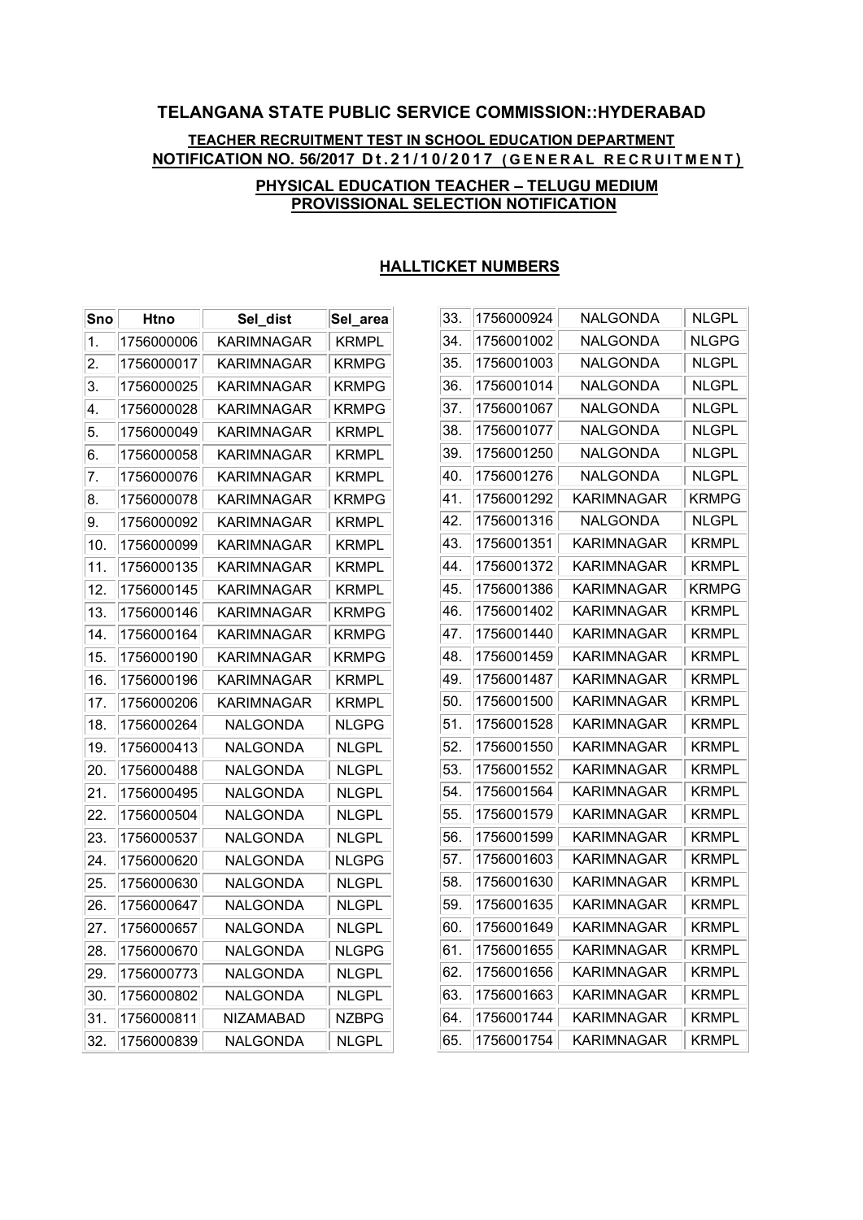## TELANGANA STATE PUBLIC SERVICE COMMISSION::HYDERABAD

### TEACHER RECRUITMENT TEST IN SCHOOL EDUCATION DEPARTMENT
### NOTIFICATION NO. 56/2017 Dt.21/10/2017 (GENERAL RECRUITMENT)

### PHYSICAL EDUCATION TEACHER – TELUGU MEDIUM
### PROVISSIONAL SELECTION NOTIFICATION

### HALLTICKET NUMBERS

| Sno | Htno | Sel_dist | Sel_area |
|---|---|---|---|
| 1. | 1756000006 | KARIMNAGAR | KRMPL |
| 2. | 1756000017 | KARIMNAGAR | KRMPG |
| 3. | 1756000025 | KARIMNAGAR | KRMPG |
| 4. | 1756000028 | KARIMNAGAR | KRMPG |
| 5. | 1756000049 | KARIMNAGAR | KRMPL |
| 6. | 1756000058 | KARIMNAGAR | KRMPL |
| 7. | 1756000076 | KARIMNAGAR | KRMPL |
| 8. | 1756000078 | KARIMNAGAR | KRMPG |
| 9. | 1756000092 | KARIMNAGAR | KRMPL |
| 10. | 1756000099 | KARIMNAGAR | KRMPL |
| 11. | 1756000135 | KARIMNAGAR | KRMPL |
| 12. | 1756000145 | KARIMNAGAR | KRMPL |
| 13. | 1756000146 | KARIMNAGAR | KRMPG |
| 14. | 1756000164 | KARIMNAGAR | KRMPG |
| 15. | 1756000190 | KARIMNAGAR | KRMPG |
| 16. | 1756000196 | KARIMNAGAR | KRMPL |
| 17. | 1756000206 | KARIMNAGAR | KRMPL |
| 18. | 1756000264 | NALGONDA | NLGPG |
| 19. | 1756000413 | NALGONDA | NLGPL |
| 20. | 1756000488 | NALGONDA | NLGPL |
| 21. | 1756000495 | NALGONDA | NLGPL |
| 22. | 1756000504 | NALGONDA | NLGPL |
| 23. | 1756000537 | NALGONDA | NLGPL |
| 24. | 1756000620 | NALGONDA | NLGPG |
| 25. | 1756000630 | NALGONDA | NLGPL |
| 26. | 1756000647 | NALGONDA | NLGPL |
| 27. | 1756000657 | NALGONDA | NLGPL |
| 28. | 1756000670 | NALGONDA | NLGPG |
| 29. | 1756000773 | NALGONDA | NLGPL |
| 30. | 1756000802 | NALGONDA | NLGPL |
| 31. | 1756000811 | NIZAMABAD | NZBPG |
| 32. | 1756000839 | NALGONDA | NLGPL |
| 33. | 1756000924 | NALGONDA | NLGPL |
| 34. | 1756001002 | NALGONDA | NLGPG |
| 35. | 1756001003 | NALGONDA | NLGPL |
| 36. | 1756001014 | NALGONDA | NLGPL |
| 37. | 1756001067 | NALGONDA | NLGPL |
| 38. | 1756001077 | NALGONDA | NLGPL |
| 39. | 1756001250 | NALGONDA | NLGPL |
| 40. | 1756001276 | NALGONDA | NLGPL |
| 41. | 1756001292 | KARIMNAGAR | KRMPG |
| 42. | 1756001316 | NALGONDA | NLGPL |
| 43. | 1756001351 | KARIMNAGAR | KRMPL |
| 44. | 1756001372 | KARIMNAGAR | KRMPL |
| 45. | 1756001386 | KARIMNAGAR | KRMPG |
| 46. | 1756001402 | KARIMNAGAR | KRMPL |
| 47. | 1756001440 | KARIMNAGAR | KRMPL |
| 48. | 1756001459 | KARIMNAGAR | KRMPL |
| 49. | 1756001487 | KARIMNAGAR | KRMPL |
| 50. | 1756001500 | KARIMNAGAR | KRMPL |
| 51. | 1756001528 | KARIMNAGAR | KRMPL |
| 52. | 1756001550 | KARIMNAGAR | KRMPL |
| 53. | 1756001552 | KARIMNAGAR | KRMPL |
| 54. | 1756001564 | KARIMNAGAR | KRMPL |
| 55. | 1756001579 | KARIMNAGAR | KRMPL |
| 56. | 1756001599 | KARIMNAGAR | KRMPL |
| 57. | 1756001603 | KARIMNAGAR | KRMPL |
| 58. | 1756001630 | KARIMNAGAR | KRMPL |
| 59. | 1756001635 | KARIMNAGAR | KRMPL |
| 60. | 1756001649 | KARIMNAGAR | KRMPL |
| 61. | 1756001655 | KARIMNAGAR | KRMPL |
| 62. | 1756001656 | KARIMNAGAR | KRMPL |
| 63. | 1756001663 | KARIMNAGAR | KRMPL |
| 64. | 1756001744 | KARIMNAGAR | KRMPL |
| 65. | 1756001754 | KARIMNAGAR | KRMPL |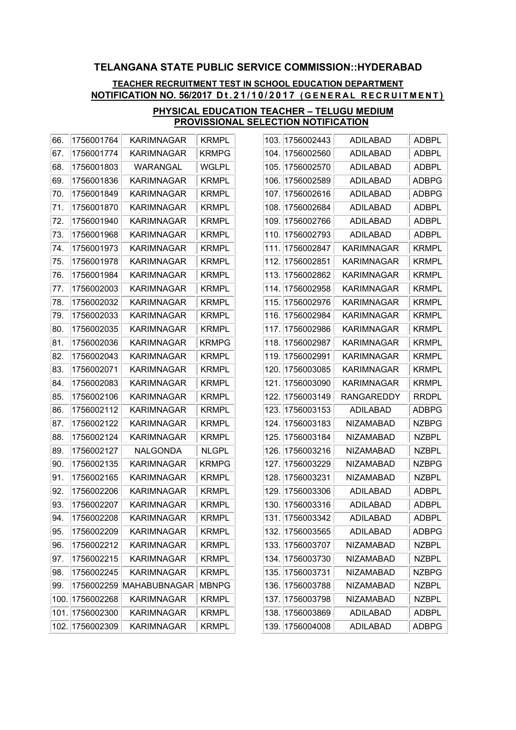## TELANGANA STATE PUBLIC SERVICE COMMISSION::HYDERABAD

### TEACHER RECRUITMENT TEST IN SCHOOL EDUCATION DEPARTMENT
### NOTIFICATION NO. 56/2017 Dt.21/10/2017 (GENERAL RECRUITMENT)

### PHYSICAL EDUCATION TEACHER – TELUGU MEDIUM
### PROVISSIONAL SELECTION NOTIFICATION

| | | | |
|---|---|---|---|
| 66. | 1756001764 | KARIMNAGAR | KRMPL |
| 67. | 1756001774 | KARIMNAGAR | KRMPG |
| 68. | 1756001803 | WARANGAL | WGLPL |
| 69. | 1756001836 | KARIMNAGAR | KRMPL |
| 70. | 1756001849 | KARIMNAGAR | KRMPL |
| 71. | 1756001870 | KARIMNAGAR | KRMPL |
| 72. | 1756001940 | KARIMNAGAR | KRMPL |
| 73. | 1756001968 | KARIMNAGAR | KRMPL |
| 74. | 1756001973 | KARIMNAGAR | KRMPL |
| 75. | 1756001978 | KARIMNAGAR | KRMPL |
| 76. | 1756001984 | KARIMNAGAR | KRMPL |
| 77. | 1756002003 | KARIMNAGAR | KRMPL |
| 78. | 1756002032 | KARIMNAGAR | KRMPL |
| 79. | 1756002033 | KARIMNAGAR | KRMPL |
| 80. | 1756002035 | KARIMNAGAR | KRMPL |
| 81. | 1756002036 | KARIMNAGAR | KRMPG |
| 82. | 1756002043 | KARIMNAGAR | KRMPL |
| 83. | 1756002071 | KARIMNAGAR | KRMPL |
| 84. | 1756002083 | KARIMNAGAR | KRMPL |
| 85. | 1756002106 | KARIMNAGAR | KRMPL |
| 86. | 1756002112 | KARIMNAGAR | KRMPL |
| 87. | 1756002122 | KARIMNAGAR | KRMPL |
| 88. | 1756002124 | KARIMNAGAR | KRMPL |
| 89. | 1756002127 | NALGONDA | NLGPL |
| 90. | 1756002135 | KARIMNAGAR | KRMPG |
| 91. | 1756002165 | KARIMNAGAR | KRMPL |
| 92. | 1756002206 | KARIMNAGAR | KRMPL |
| 93. | 1756002207 | KARIMNAGAR | KRMPL |
| 94. | 1756002208 | KARIMNAGAR | KRMPL |
| 95. | 1756002209 | KARIMNAGAR | KRMPL |
| 96. | 1756002212 | KARIMNAGAR | KRMPL |
| 97. | 1756002215 | KARIMNAGAR | KRMPL |
| 98. | 1756002245 | KARIMNAGAR | KRMPL |
| 99. | 1756002259 | MAHABUBNAGAR | MBNPG |
| 100. | 1756002268 | KARIMNAGAR | KRMPL |
| 101. | 1756002300 | KARIMNAGAR | KRMPL |
| 102. | 1756002309 | KARIMNAGAR | KRMPL |
| 103. | 1756002443 | ADILABAD | ADBPL |
| 104. | 1756002560 | ADILABAD | ADBPL |
| 105. | 1756002570 | ADILABAD | ADBPL |
| 106. | 1756002589 | ADILABAD | ADBPG |
| 107. | 1756002616 | ADILABAD | ADBPG |
| 108. | 1756002684 | ADILABAD | ADBPL |
| 109. | 1756002766 | ADILABAD | ADBPL |
| 110. | 1756002793 | ADILABAD | ADBPL |
| 111. | 1756002847 | KARIMNAGAR | KRMPL |
| 112. | 1756002851 | KARIMNAGAR | KRMPL |
| 113. | 1756002862 | KARIMNAGAR | KRMPL |
| 114. | 1756002958 | KARIMNAGAR | KRMPL |
| 115. | 1756002976 | KARIMNAGAR | KRMPL |
| 116. | 1756002984 | KARIMNAGAR | KRMPL |
| 117. | 1756002986 | KARIMNAGAR | KRMPL |
| 118. | 1756002987 | KARIMNAGAR | KRMPL |
| 119. | 1756002991 | KARIMNAGAR | KRMPL |
| 120. | 1756003085 | KARIMNAGAR | KRMPL |
| 121. | 1756003090 | KARIMNAGAR | KRMPL |
| 122. | 1756003149 | RANGAREDDY | RRDPL |
| 123. | 1756003153 | ADILABAD | ADBPG |
| 124. | 1756003183 | NIZAMABAD | NZBPG |
| 125. | 1756003184 | NIZAMABAD | NZBPL |
| 126. | 1756003216 | NIZAMABAD | NZBPL |
| 127. | 1756003229 | NIZAMABAD | NZBPG |
| 128. | 1756003231 | NIZAMABAD | NZBPL |
| 129. | 1756003306 | ADILABAD | ADBPL |
| 130. | 1756003316 | ADILABAD | ADBPL |
| 131. | 1756003342 | ADILABAD | ADBPL |
| 132. | 1756003565 | ADILABAD | ADBPG |
| 133. | 1756003707 | NIZAMABAD | NZBPL |
| 134. | 1756003730 | NIZAMABAD | NZBPL |
| 135. | 1756003731 | NIZAMABAD | NZBPG |
| 136. | 1756003788 | NIZAMABAD | NZBPL |
| 137. | 1756003798 | NIZAMABAD | NZBPL |
| 138. | 1756003869 | ADILABAD | ADBPL |
| 139. | 1756004008 | ADILABAD | ADBPG |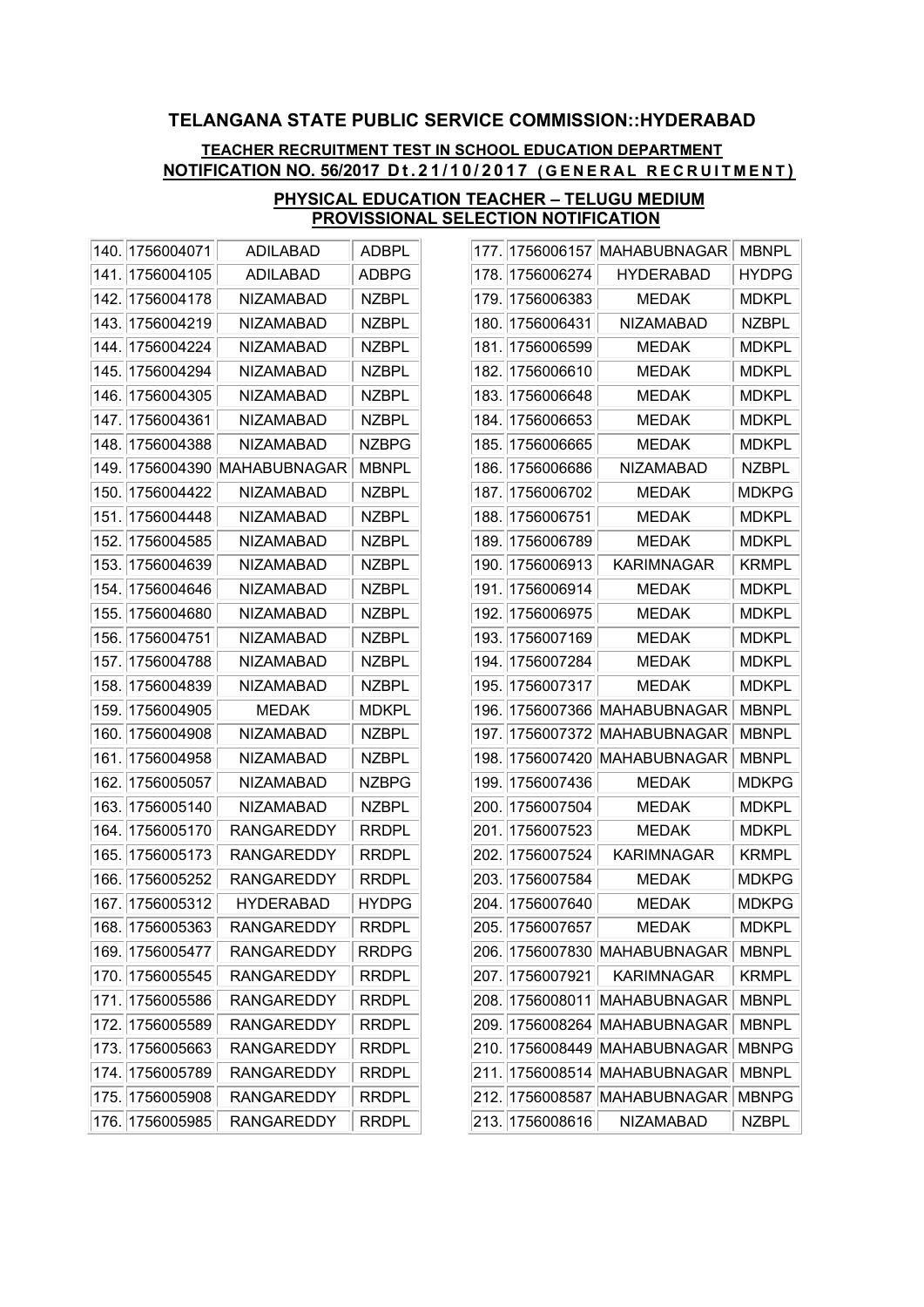## TELANGANA STATE PUBLIC SERVICE COMMISSION::HYDERABAD

**TEACHER RECRUITMENT TEST IN SCHOOL EDUCATION DEPARTMENT**
**NOTIFICATION NO. 56/2017 Dt.21/10/2017 (GENERAL RECRUITMENT)**

**PHYSICAL EDUCATION TEACHER – TELUGU MEDIUM**
**PROVISSIONAL SELECTION NOTIFICATION**

| | | | |
|---|---|---|---|
| 140. | 1756004071 | ADILABAD | ADBPL |
| 141. | 1756004105 | ADILABAD | ADBPG |
| 142. | 1756004178 | NIZAMABAD | NZBPL |
| 143. | 1756004219 | NIZAMABAD | NZBPL |
| 144. | 1756004224 | NIZAMABAD | NZBPL |
| 145. | 1756004294 | NIZAMABAD | NZBPL |
| 146. | 1756004305 | NIZAMABAD | NZBPL |
| 147. | 1756004361 | NIZAMABAD | NZBPL |
| 148. | 1756004388 | NIZAMABAD | NZBPG |
| 149. | 1756004390 | MAHABUBNAGAR | MBNPL |
| 150. | 1756004422 | NIZAMABAD | NZBPL |
| 151. | 1756004448 | NIZAMABAD | NZBPL |
| 152. | 1756004585 | NIZAMABAD | NZBPL |
| 153. | 1756004639 | NIZAMABAD | NZBPL |
| 154. | 1756004646 | NIZAMABAD | NZBPL |
| 155. | 1756004680 | NIZAMABAD | NZBPL |
| 156. | 1756004751 | NIZAMABAD | NZBPL |
| 157. | 1756004788 | NIZAMABAD | NZBPL |
| 158. | 1756004839 | NIZAMABAD | NZBPL |
| 159. | 1756004905 | MEDAK | MDKPL |
| 160. | 1756004908 | NIZAMABAD | NZBPL |
| 161. | 1756004958 | NIZAMABAD | NZBPL |
| 162. | 1756005057 | NIZAMABAD | NZBPG |
| 163. | 1756005140 | NIZAMABAD | NZBPL |
| 164. | 1756005170 | RANGAREDDY | RRDPL |
| 165. | 1756005173 | RANGAREDDY | RRDPL |
| 166. | 1756005252 | RANGAREDDY | RRDPL |
| 167. | 1756005312 | HYDERABAD | HYDPG |
| 168. | 1756005363 | RANGAREDDY | RRDPL |
| 169. | 1756005477 | RANGAREDDY | RRDPG |
| 170. | 1756005545 | RANGAREDDY | RRDPL |
| 171. | 1756005586 | RANGAREDDY | RRDPL |
| 172. | 1756005589 | RANGAREDDY | RRDPL |
| 173. | 1756005663 | RANGAREDDY | RRDPL |
| 174. | 1756005789 | RANGAREDDY | RRDPL |
| 175. | 1756005908 | RANGAREDDY | RRDPL |
| 176. | 1756005985 | RANGAREDDY | RRDPL |
| 177. | 1756006157 | MAHABUBNAGAR | MBNPL |
| 178. | 1756006274 | HYDERABAD | HYDPG |
| 179. | 1756006383 | MEDAK | MDKPL |
| 180. | 1756006431 | NIZAMABAD | NZBPL |
| 181. | 1756006599 | MEDAK | MDKPL |
| 182. | 1756006610 | MEDAK | MDKPL |
| 183. | 1756006648 | MEDAK | MDKPL |
| 184. | 1756006653 | MEDAK | MDKPL |
| 185. | 1756006665 | MEDAK | MDKPL |
| 186. | 1756006686 | NIZAMABAD | NZBPL |
| 187. | 1756006702 | MEDAK | MDKPG |
| 188. | 1756006751 | MEDAK | MDKPL |
| 189. | 1756006789 | MEDAK | MDKPL |
| 190. | 1756006913 | KARIMNAGAR | KRMPL |
| 191. | 1756006914 | MEDAK | MDKPL |
| 192. | 1756006975 | MEDAK | MDKPL |
| 193. | 1756007169 | MEDAK | MDKPL |
| 194. | 1756007284 | MEDAK | MDKPL |
| 195. | 1756007317 | MEDAK | MDKPL |
| 196. | 1756007366 | MAHABUBNAGAR | MBNPL |
| 197. | 1756007372 | MAHABUBNAGAR | MBNPL |
| 198. | 1756007420 | MAHABUBNAGAR | MBNPL |
| 199. | 1756007436 | MEDAK | MDKPG |
| 200. | 1756007504 | MEDAK | MDKPL |
| 201. | 1756007523 | MEDAK | MDKPL |
| 202. | 1756007524 | KARIMNAGAR | KRMPL |
| 203. | 1756007584 | MEDAK | MDKPG |
| 204. | 1756007640 | MEDAK | MDKPG |
| 205. | 1756007657 | MEDAK | MDKPL |
| 206. | 1756007830 | MAHABUBNAGAR | MBNPL |
| 207. | 1756007921 | KARIMNAGAR | KRMPL |
| 208. | 1756008011 | MAHABUBNAGAR | MBNPL |
| 209. | 1756008264 | MAHABUBNAGAR | MBNPL |
| 210. | 1756008449 | MAHABUBNAGAR | MBNPG |
| 211. | 1756008514 | MAHABUBNAGAR | MBNPL |
| 212. | 1756008587 | MAHABUBNAGAR | MBNPG |
| 213. | 1756008616 | NIZAMABAD | NZBPL |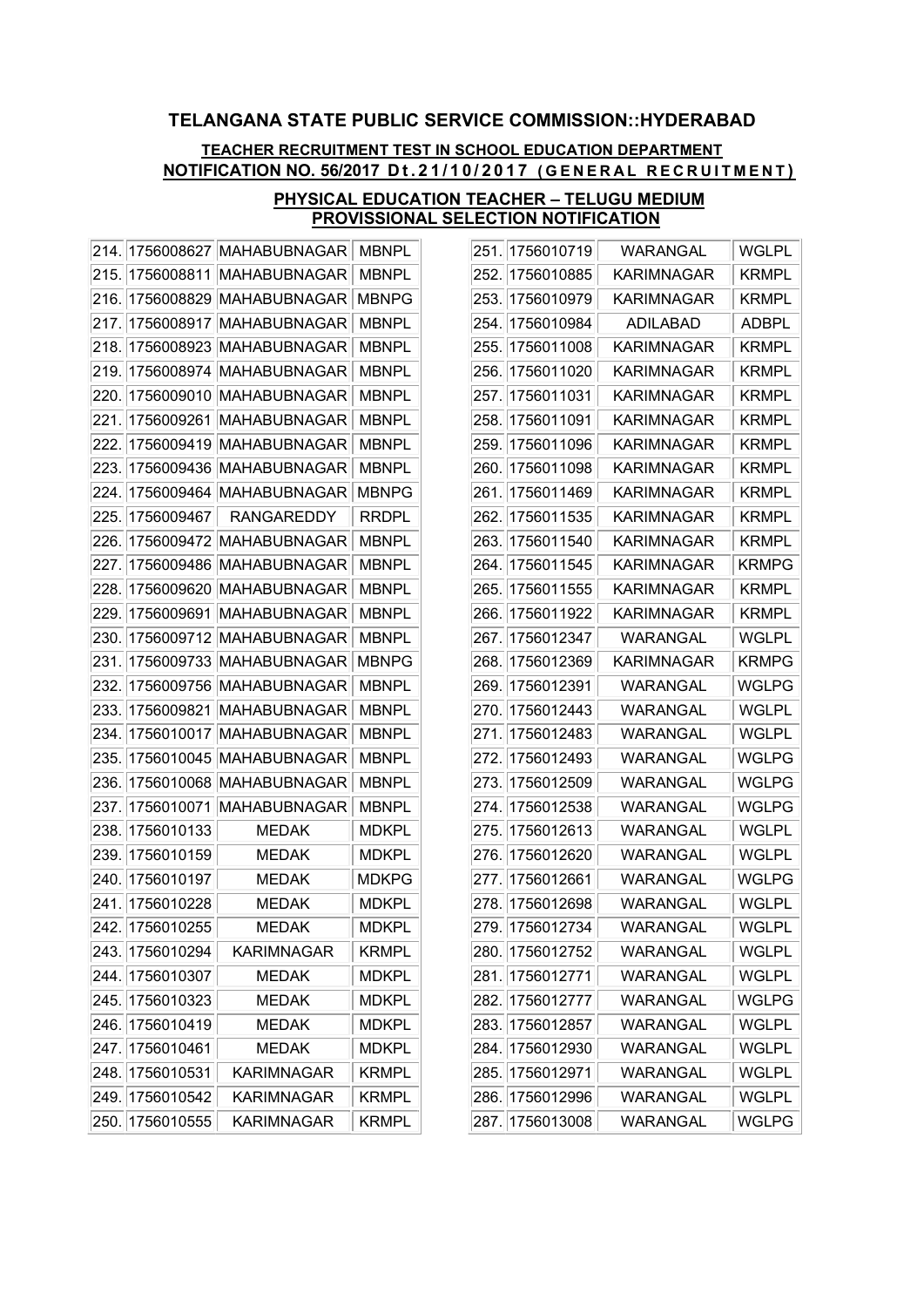# TELANGANA STATE PUBLIC SERVICE COMMISSION::HYDERABAD

## TEACHER RECRUITMENT TEST IN SCHOOL EDUCATION DEPARTMENT
## NOTIFICATION NO. 56/2017 Dt.21/10/2017 (GENERAL RECRUITMENT)

### PHYSICAL EDUCATION TEACHER – TELUGU MEDIUM
### PROVISSIONAL SELECTION NOTIFICATION

| | | | |
|---|---|---|---|
| 214. | 1756008627 | MAHABUBNAGAR | MBNPL |
| 215. | 1756008811 | MAHABUBNAGAR | MBNPL |
| 216. | 1756008829 | MAHABUBNAGAR | MBNPG |
| 217. | 1756008917 | MAHABUBNAGAR | MBNPL |
| 218. | 1756008923 | MAHABUBNAGAR | MBNPL |
| 219. | 1756008974 | MAHABUBNAGAR | MBNPL |
| 220. | 1756009010 | MAHABUBNAGAR | MBNPL |
| 221. | 1756009261 | MAHABUBNAGAR | MBNPL |
| 222. | 1756009419 | MAHABUBNAGAR | MBNPL |
| 223. | 1756009436 | MAHABUBNAGAR | MBNPL |
| 224. | 1756009464 | MAHABUBNAGAR | MBNPG |
| 225. | 1756009467 | RANGAREDDY | RRDPL |
| 226. | 1756009472 | MAHABUBNAGAR | MBNPL |
| 227. | 1756009486 | MAHABUBNAGAR | MBNPL |
| 228. | 1756009620 | MAHABUBNAGAR | MBNPL |
| 229. | 1756009691 | MAHABUBNAGAR | MBNPL |
| 230. | 1756009712 | MAHABUBNAGAR | MBNPL |
| 231. | 1756009733 | MAHABUBNAGAR | MBNPG |
| 232. | 1756009756 | MAHABUBNAGAR | MBNPL |
| 233. | 1756009821 | MAHABUBNAGAR | MBNPL |
| 234. | 1756010017 | MAHABUBNAGAR | MBNPL |
| 235. | 1756010045 | MAHABUBNAGAR | MBNPL |
| 236. | 1756010068 | MAHABUBNAGAR | MBNPL |
| 237. | 1756010071 | MAHABUBNAGAR | MBNPL |
| 238. | 1756010133 | MEDAK | MDKPL |
| 239. | 1756010159 | MEDAK | MDKPL |
| 240. | 1756010197 | MEDAK | MDKPG |
| 241. | 1756010228 | MEDAK | MDKPL |
| 242. | 1756010255 | MEDAK | MDKPL |
| 243. | 1756010294 | KARIMNAGAR | KRMPL |
| 244. | 1756010307 | MEDAK | MDKPL |
| 245. | 1756010323 | MEDAK | MDKPL |
| 246. | 1756010419 | MEDAK | MDKPL |
| 247. | 1756010461 | MEDAK | MDKPL |
| 248. | 1756010531 | KARIMNAGAR | KRMPL |
| 249. | 1756010542 | KARIMNAGAR | KRMPL |
| 250. | 1756010555 | KARIMNAGAR | KRMPL |
| 251. | 1756010719 | WARANGAL | WGLPL |
| 252. | 1756010885 | KARIMNAGAR | KRMPL |
| 253. | 1756010979 | KARIMNAGAR | KRMPL |
| 254. | 1756010984 | ADILABAD | ADBPL |
| 255. | 1756011008 | KARIMNAGAR | KRMPL |
| 256. | 1756011020 | KARIMNAGAR | KRMPL |
| 257. | 1756011031 | KARIMNAGAR | KRMPL |
| 258. | 1756011091 | KARIMNAGAR | KRMPL |
| 259. | 1756011096 | KARIMNAGAR | KRMPL |
| 260. | 1756011098 | KARIMNAGAR | KRMPL |
| 261. | 1756011469 | KARIMNAGAR | KRMPL |
| 262. | 1756011535 | KARIMNAGAR | KRMPL |
| 263. | 1756011540 | KARIMNAGAR | KRMPL |
| 264. | 1756011545 | KARIMNAGAR | KRMPG |
| 265. | 1756011555 | KARIMNAGAR | KRMPL |
| 266. | 1756011922 | KARIMNAGAR | KRMPL |
| 267. | 1756012347 | WARANGAL | WGLPL |
| 268. | 1756012369 | KARIMNAGAR | KRMPG |
| 269. | 1756012391 | WARANGAL | WGLPG |
| 270. | 1756012443 | WARANGAL | WGLPL |
| 271. | 1756012483 | WARANGAL | WGLPL |
| 272. | 1756012493 | WARANGAL | WGLPG |
| 273. | 1756012509 | WARANGAL | WGLPG |
| 274. | 1756012538 | WARANGAL | WGLPG |
| 275. | 1756012613 | WARANGAL | WGLPL |
| 276. | 1756012620 | WARANGAL | WGLPL |
| 277. | 1756012661 | WARANGAL | WGLPG |
| 278. | 1756012698 | WARANGAL | WGLPL |
| 279. | 1756012734 | WARANGAL | WGLPL |
| 280. | 1756012752 | WARANGAL | WGLPL |
| 281. | 1756012771 | WARANGAL | WGLPL |
| 282. | 1756012777 | WARANGAL | WGLPG |
| 283. | 1756012857 | WARANGAL | WGLPL |
| 284. | 1756012930 | WARANGAL | WGLPL |
| 285. | 1756012971 | WARANGAL | WGLPL |
| 286. | 1756012996 | WARANGAL | WGLPL |
| 287. | 1756013008 | WARANGAL | WGLPG |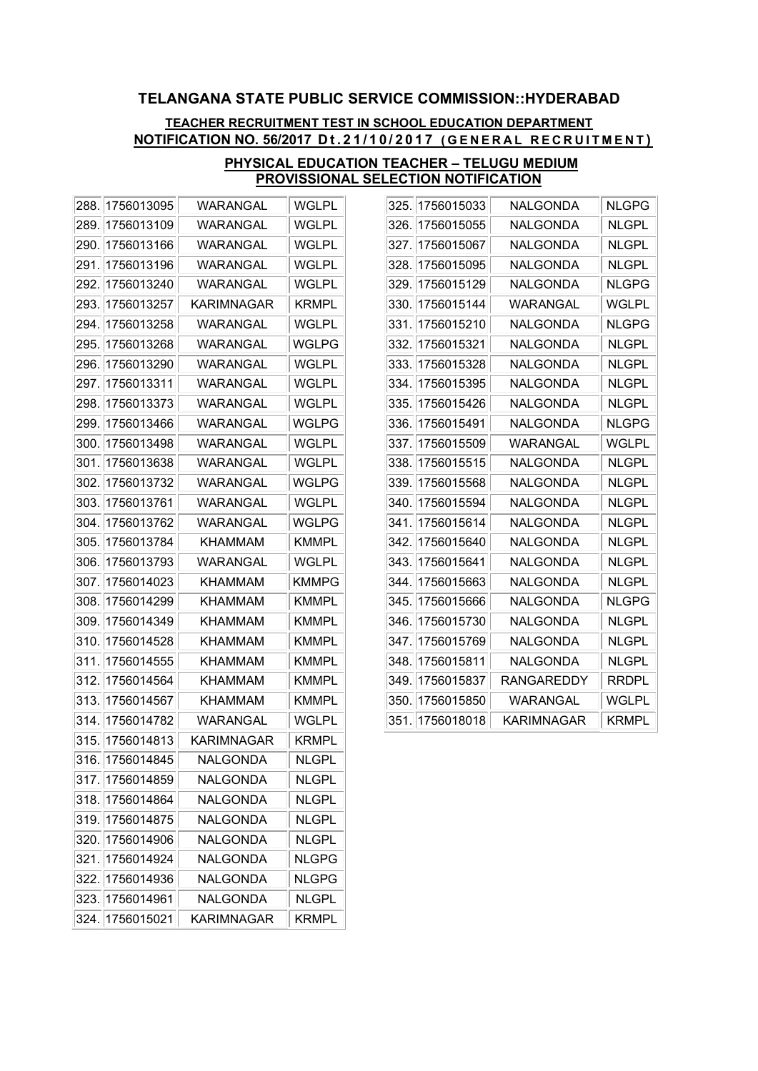## TELANGANA STATE PUBLIC SERVICE COMMISSION::HYDERABAD

**TEACHER RECRUITMENT TEST IN SCHOOL EDUCATION DEPARTMENT**
**NOTIFICATION NO. 56/2017 Dt.21/10/2017 (GENERAL RECRUITMENT)**

**PHYSICAL EDUCATION TEACHER – TELUGU MEDIUM**
**PROVISSIONAL SELECTION NOTIFICATION**

| | | | |
|---|---|---|---|
| 288. | 1756013095 | WARANGAL | WGLPL |
| 289. | 1756013109 | WARANGAL | WGLPL |
| 290. | 1756013166 | WARANGAL | WGLPL |
| 291. | 1756013196 | WARANGAL | WGLPL |
| 292. | 1756013240 | WARANGAL | WGLPL |
| 293. | 1756013257 | KARIMNAGAR | KRMPL |
| 294. | 1756013258 | WARANGAL | WGLPL |
| 295. | 1756013268 | WARANGAL | WGLPG |
| 296. | 1756013290 | WARANGAL | WGLPL |
| 297. | 1756013311 | WARANGAL | WGLPL |
| 298. | 1756013373 | WARANGAL | WGLPL |
| 299. | 1756013466 | WARANGAL | WGLPG |
| 300. | 1756013498 | WARANGAL | WGLPL |
| 301. | 1756013638 | WARANGAL | WGLPL |
| 302. | 1756013732 | WARANGAL | WGLPG |
| 303. | 1756013761 | WARANGAL | WGLPL |
| 304. | 1756013762 | WARANGAL | WGLPG |
| 305. | 1756013784 | KHAMMAM | KMMPL |
| 306. | 1756013793 | WARANGAL | WGLPL |
| 307. | 1756014023 | KHAMMAM | KMMPG |
| 308. | 1756014299 | KHAMMAM | KMMPL |
| 309. | 1756014349 | KHAMMAM | KMMPL |
| 310. | 1756014528 | KHAMMAM | KMMPL |
| 311. | 1756014555 | KHAMMAM | KMMPL |
| 312. | 1756014564 | KHAMMAM | KMMPL |
| 313. | 1756014567 | KHAMMAM | KMMPL |
| 314. | 1756014782 | WARANGAL | WGLPL |
| 315. | 1756014813 | KARIMNAGAR | KRMPL |
| 316. | 1756014845 | NALGONDA | NLGPL |
| 317. | 1756014859 | NALGONDA | NLGPL |
| 318. | 1756014864 | NALGONDA | NLGPL |
| 319. | 1756014875 | NALGONDA | NLGPL |
| 320. | 1756014906 | NALGONDA | NLGPL |
| 321. | 1756014924 | NALGONDA | NLGPG |
| 322. | 1756014936 | NALGONDA | NLGPG |
| 323. | 1756014961 | NALGONDA | NLGPL |
| 324. | 1756015021 | KARIMNAGAR | KRMPL |
| 325. | 1756015033 | NALGONDA | NLGPG |
| 326. | 1756015055 | NALGONDA | NLGPL |
| 327. | 1756015067 | NALGONDA | NLGPL |
| 328. | 1756015095 | NALGONDA | NLGPL |
| 329. | 1756015129 | NALGONDA | NLGPG |
| 330. | 1756015144 | WARANGAL | WGLPL |
| 331. | 1756015210 | NALGONDA | NLGPG |
| 332. | 1756015321 | NALGONDA | NLGPL |
| 333. | 1756015328 | NALGONDA | NLGPL |
| 334. | 1756015395 | NALGONDA | NLGPL |
| 335. | 1756015426 | NALGONDA | NLGPL |
| 336. | 1756015491 | NALGONDA | NLGPG |
| 337. | 1756015509 | WARANGAL | WGLPL |
| 338. | 1756015515 | NALGONDA | NLGPL |
| 339. | 1756015568 | NALGONDA | NLGPL |
| 340. | 1756015594 | NALGONDA | NLGPL |
| 341. | 1756015614 | NALGONDA | NLGPL |
| 342. | 1756015640 | NALGONDA | NLGPL |
| 343. | 1756015641 | NALGONDA | NLGPL |
| 344. | 1756015663 | NALGONDA | NLGPL |
| 345. | 1756015666 | NALGONDA | NLGPG |
| 346. | 1756015730 | NALGONDA | NLGPL |
| 347. | 1756015769 | NALGONDA | NLGPL |
| 348. | 1756015811 | NALGONDA | NLGPL |
| 349. | 1756015837 | RANGAREDDY | RRDPL |
| 350. | 1756015850 | WARANGAL | WGLPL |
| 351. | 1756018018 | KARIMNAGAR | KRMPL |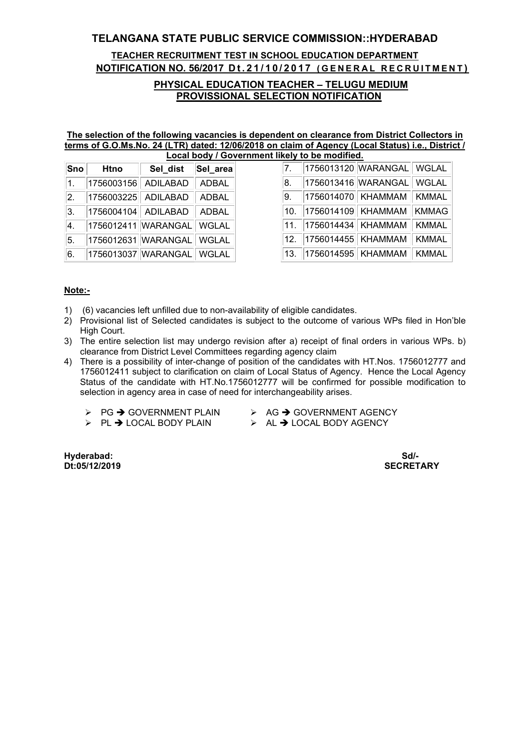# TELANGANA STATE PUBLIC SERVICE COMMISSION::HYDERABAD

## TEACHER RECRUITMENT TEST IN SCHOOL EDUCATION DEPARTMENT

## NOTIFICATION NO. 56/2017 Dt.21/10/2017 (GENERAL RECRUITMENT)

### PHYSICAL EDUCATION TEACHER – TELUGU MEDIUM

### PROVISSIONAL SELECTION NOTIFICATION

**The selection of the following vacancies is dependent on clearance from District Collectors in terms of G.O.Ms.No. 24 (LTR) dated: 12/06/2018 on claim of Agency (Local Status) i.e., District / Local body / Government likely to be modified.**

| Sno | Htno | Sel_dist | Sel_area |
|---|---|---|---|
| 1. | 1756003156 | ADILABAD | ADBAL |
| 2. | 1756003225 | ADILABAD | ADBAL |
| 3. | 1756004104 | ADILABAD | ADBAL |
| 4. | 1756012411 | WARANGAL | WGLAL |
| 5. | 1756012631 | WARANGAL | WGLAL |
| 6. | 1756013037 | WARANGAL | WGLAL |
| 7. | 1756013120 | WARANGAL | WGLAL |
| 8. | 1756013416 | WARANGAL | WGLAL |
| 9. | 1756014070 | KHAMMAM | KMMAL |
| 10. | 1756014109 | KHAMMAM | KMMAG |
| 11. | 1756014434 | KHAMMAM | KMMAL |
| 12. | 1756014455 | KHAMMAM | KMMAL |
| 13. | 1756014595 | KHAMMAM | KMMAL |

**Note:-**

1) (6) vacancies left unfilled due to non-availability of eligible candidates.
2) Provisional list of Selected candidates is subject to the outcome of various WPs filed in Hon'ble High Court.
3) The entire selection list may undergo revision after a) receipt of final orders in various WPs. b) clearance from District Level Committees regarding agency claim
4) There is a possibility of inter-change of position of the candidates with HT.Nos. 1756012777 and 1756012411 subject to clarification on claim of Local Status of Agency. Hence the Local Agency Status of the candidate with HT.No.1756012777 will be confirmed for possible modification to selection in agency area in case of need for interchangeability arises.

- PG → GOVERNMENT PLAIN
- PL → LOCAL BODY PLAIN
- AG → GOVERNMENT AGENCY
- AL → LOCAL BODY AGENCY

**Hyderabad:**
**Dt:05/12/2019**

**Sd/-**
**SECRETARY**